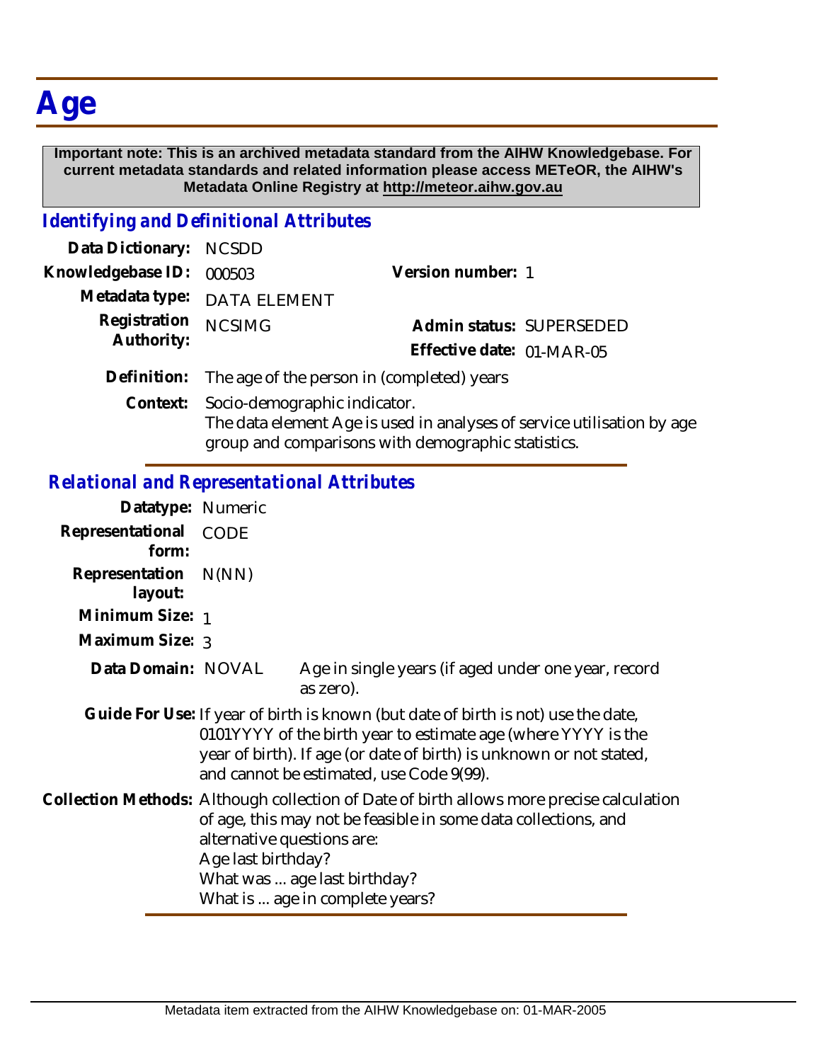# Age

**Important note: This is an archived metadata standard from the AIHW Knowledgebase. For current metadata standards and related information please access METeOR, the AIHW's Metadata Online Registry at http://meteor.aihw.gov.au**

## *Identifying and Definitional Attributes*

| | | | |
|---|---|---|---|
| **Data Dictionary:** | NCSDD | | |
| **Knowledgebase ID:** | 000503 | **Version number:** | 1 |
| **Metadata type:** | DATA ELEMENT | | |
| **Registration Authority:** | NCSIMG | **Admin status:** | SUPERSEDED |
| | | **Effective date:** | 01-MAR-05 |

**Definition:** The age of the person in (completed) years

**Context:** Socio-demographic indicator.
The data element Age is used in analyses of service utilisation by age group and comparisons with demographic statistics.

## *Relational and Representational Attributes*

**Datatype:** Numeric

**Representational form:** CODE

**Representation layout:** N(NN)

**Minimum Size:** 1

**Maximum Size:** 3

**Data Domain:** NOVAL — Age in single years (if aged under one year, record as zero).

**Guide For Use:** If year of birth is known (but date of birth is not) use the date, 0101YYYY of the birth year to estimate age (where YYYY is the year of birth). If age (or date of birth) is unknown or not stated, and cannot be estimated, use Code 9(99).

**Collection Methods:** Although collection of Date of birth allows more precise calculation of age, this may not be feasible in some data collections, and alternative questions are:
Age last birthday?
What was ... age last birthday?
What is ... age in complete years?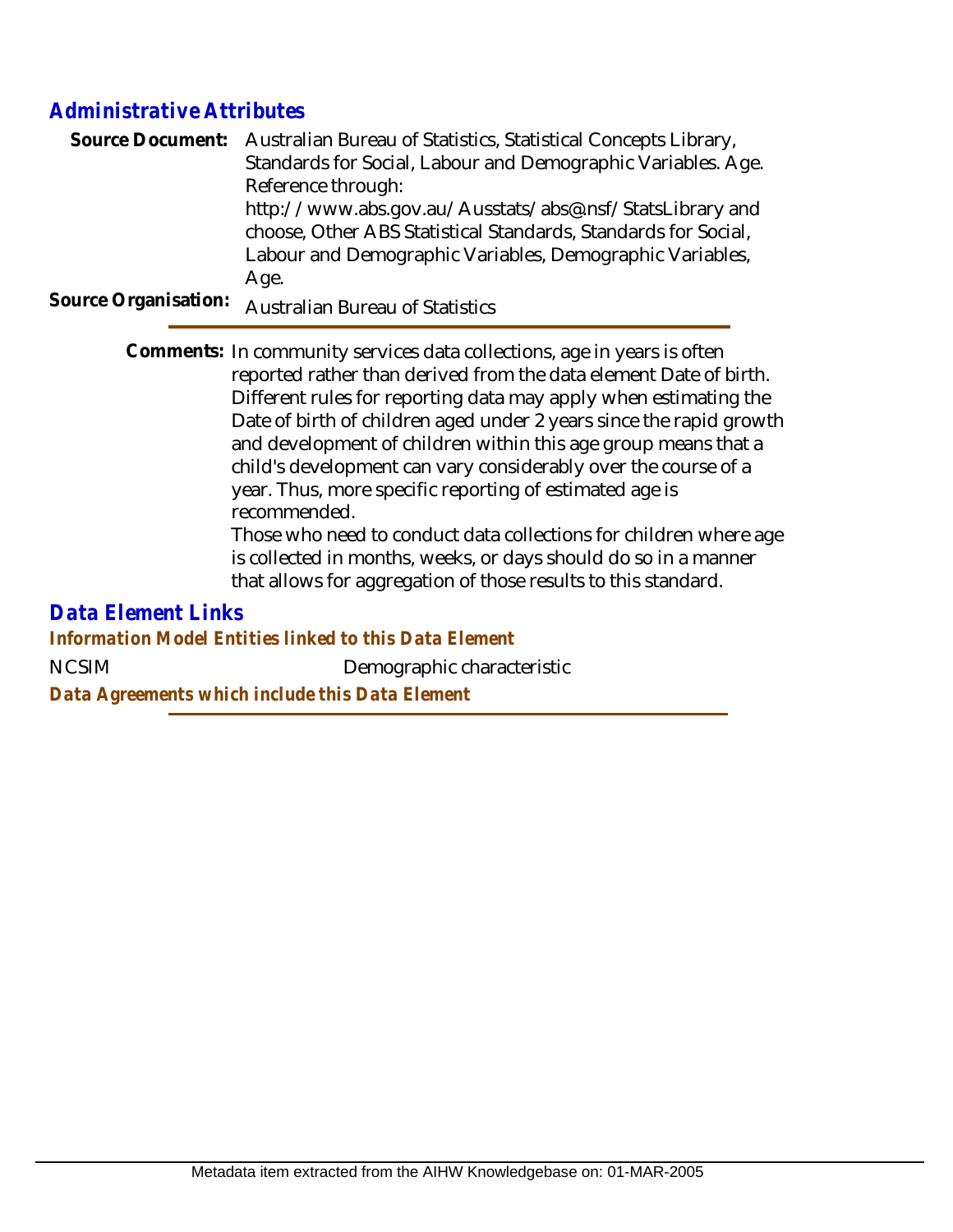## Administrative Attributes

**Source Document:** Australian Bureau of Statistics, Statistical Concepts Library, Standards for Social, Labour and Demographic Variables. Age. Reference through: http://www.abs.gov.au/Ausstats/abs@.nsf/StatsLibrary and choose, Other ABS Statistical Standards, Standards for Social, Labour and Demographic Variables, Demographic Variables, Age.

**Source Organisation:** Australian Bureau of Statistics

**Comments:** In community services data collections, age in years is often reported rather than derived from the data element Date of birth. Different rules for reporting data may apply when estimating the Date of birth of children aged under 2 years since the rapid growth and development of children within this age group means that a child's development can vary considerably over the course of a year. Thus, more specific reporting of estimated age is recommended.

Those who need to conduct data collections for children where age is collected in months, weeks, or days should do so in a manner that allows for aggregation of those results to this standard.

## Data Element Links

### Information Model Entities linked to this Data Element

NCSIM Demographic characteristic

### Data Agreements which include this Data Element